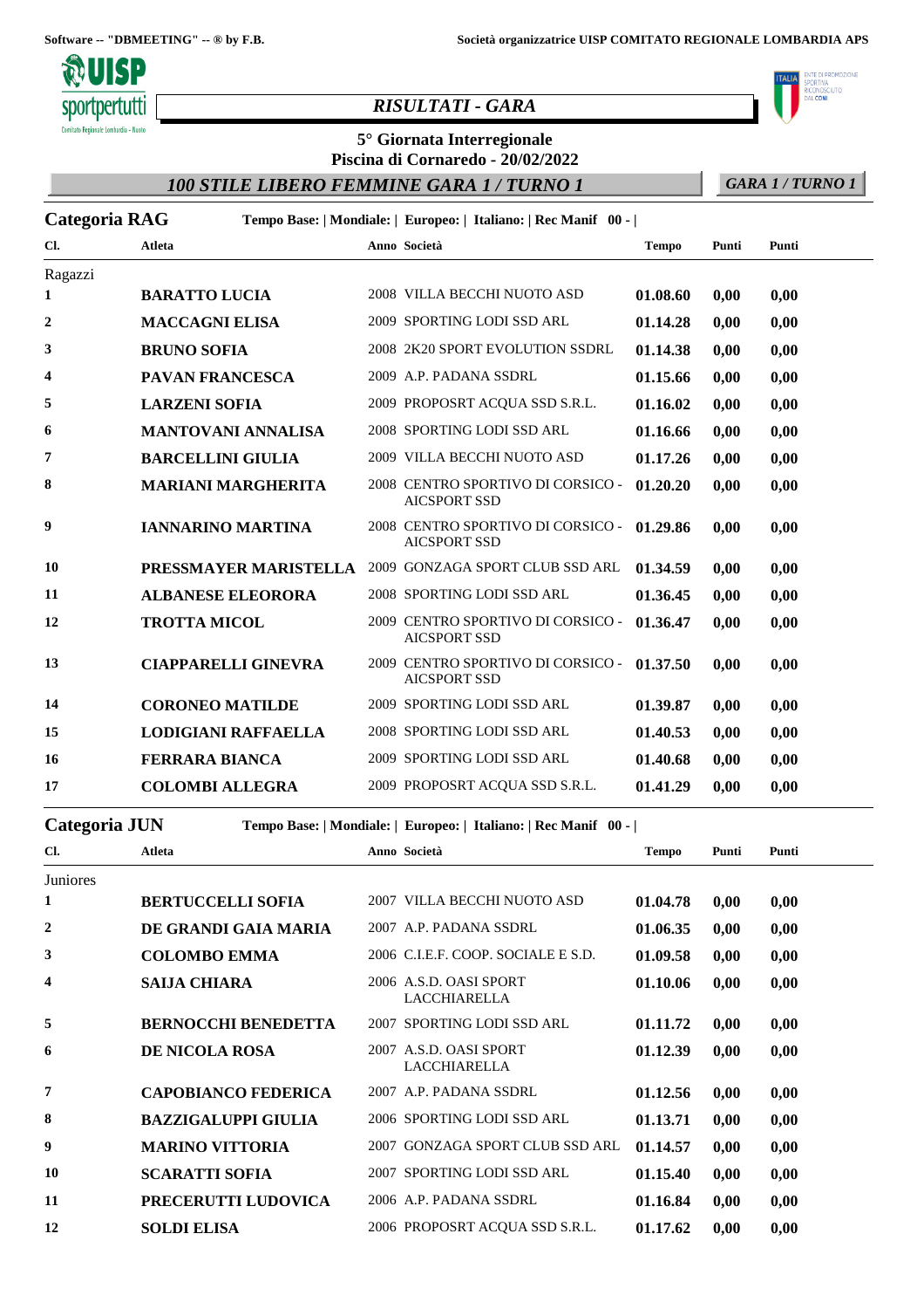Software -- "DBMEETING" -- ® by F.B. Società organizzatrice UISP COMITATO REGIONALE LOMBARDIA APS

## *RISULTATI - GARA*

### 5° Giornata Interregionale
### Piscina di Cornaredo - 20/02/2022

### *100 STILE LIBERO FEMMINE GARA 1 / TURNO 1*

*GARA 1 / TURNO 1*

**Categoria RAG** **Tempo Base: | Mondiale: | Europeo: | Italiano: | Rec Manif 00 - |**

| Cl. | Atleta | Anno | Società | Tempo | Punti | Punti |
|---|---|---|---|---|---|---|
| Ragazzi | | | | | | |
| 1 | **BARATTO LUCIA** | 2008 | VILLA BECCHI NUOTO ASD | **01.08.60** | **0,00** | **0,00** |
| 2 | **MACCAGNI ELISA** | 2009 | SPORTING LODI SSD ARL | **01.14.28** | **0,00** | **0,00** |
| 3 | **BRUNO SOFIA** | 2008 | 2K20 SPORT EVOLUTION SSDRL | **01.14.38** | **0,00** | **0,00** |
| 4 | **PAVAN FRANCESCA** | 2009 | A.P. PADANA SSDRL | **01.15.66** | **0,00** | **0,00** |
| 5 | **LARZENI SOFIA** | 2009 | PROPOSRT ACQUA SSD S.R.L. | **01.16.02** | **0,00** | **0,00** |
| 6 | **MANTOVANI ANNALISA** | 2008 | SPORTING LODI SSD ARL | **01.16.66** | **0,00** | **0,00** |
| 7 | **BARCELLINI GIULIA** | 2009 | VILLA BECCHI NUOTO ASD | **01.17.26** | **0,00** | **0,00** |
| 8 | **MARIANI MARGHERITA** | 2008 | CENTRO SPORTIVO DI CORSICO - AICSPORT SSD | **01.20.20** | **0,00** | **0,00** |
| 9 | **IANNARINO MARTINA** | 2008 | CENTRO SPORTIVO DI CORSICO - AICSPORT SSD | **01.29.86** | **0,00** | **0,00** |
| 10 | **PRESSMAYER MARISTELLA** | 2009 | GONZAGA SPORT CLUB SSD ARL | **01.34.59** | **0,00** | **0,00** |
| 11 | **ALBANESE ELEORORA** | 2008 | SPORTING LODI SSD ARL | **01.36.45** | **0,00** | **0,00** |
| 12 | **TROTTA MICOL** | 2009 | CENTRO SPORTIVO DI CORSICO - AICSPORT SSD | **01.36.47** | **0,00** | **0,00** |
| 13 | **CIAPPARELLI GINEVRA** | 2009 | CENTRO SPORTIVO DI CORSICO - AICSPORT SSD | **01.37.50** | **0,00** | **0,00** |
| 14 | **CORONEO MATILDE** | 2009 | SPORTING LODI SSD ARL | **01.39.87** | **0,00** | **0,00** |
| 15 | **LODIGIANI RAFFAELLA** | 2008 | SPORTING LODI SSD ARL | **01.40.53** | **0,00** | **0,00** |
| 16 | **FERRARA BIANCA** | 2009 | SPORTING LODI SSD ARL | **01.40.68** | **0,00** | **0,00** |
| 17 | **COLOMBI ALLEGRA** | 2009 | PROPOSRT ACQUA SSD S.R.L. | **01.41.29** | **0,00** | **0,00** |

**Categoria JUN** **Tempo Base: | Mondiale: | Europeo: | Italiano: | Rec Manif 00 - |**

| Cl. | Atleta | Anno | Società | Tempo | Punti | Punti |
|---|---|---|---|---|---|---|
| Juniores | | | | | | |
| 1 | **BERTUCCELLI SOFIA** | 2007 | VILLA BECCHI NUOTO ASD | **01.04.78** | **0,00** | **0,00** |
| 2 | **DE GRANDI GAIA MARIA** | 2007 | A.P. PADANA SSDRL | **01.06.35** | **0,00** | **0,00** |
| 3 | **COLOMBO EMMA** | 2006 | C.I.E.F. COOP. SOCIALE E S.D. | **01.09.58** | **0,00** | **0,00** |
| 4 | **SAIJA CHIARA** | 2006 | A.S.D. OASI SPORT LACCHIARELLA | **01.10.06** | **0,00** | **0,00** |
| 5 | **BERNOCCHI BENEDETTA** | 2007 | SPORTING LODI SSD ARL | **01.11.72** | **0,00** | **0,00** |
| 6 | **DE NICOLA ROSA** | 2007 | A.S.D. OASI SPORT LACCHIARELLA | **01.12.39** | **0,00** | **0,00** |
| 7 | **CAPOBIANCO FEDERICA** | 2007 | A.P. PADANA SSDRL | **01.12.56** | **0,00** | **0,00** |
| 8 | **BAZZIGALUPPI GIULIA** | 2006 | SPORTING LODI SSD ARL | **01.13.71** | **0,00** | **0,00** |
| 9 | **MARINO VITTORIA** | 2007 | GONZAGA SPORT CLUB SSD ARL | **01.14.57** | **0,00** | **0,00** |
| 10 | **SCARATTI SOFIA** | 2007 | SPORTING LODI SSD ARL | **01.15.40** | **0,00** | **0,00** |
| 11 | **PRECERUTTI LUDOVICA** | 2006 | A.P. PADANA SSDRL | **01.16.84** | **0,00** | **0,00** |
| 12 | **SOLDI ELISA** | 2006 | PROPOSRT ACQUA SSD S.R.L. | **01.17.62** | **0,00** | **0,00** |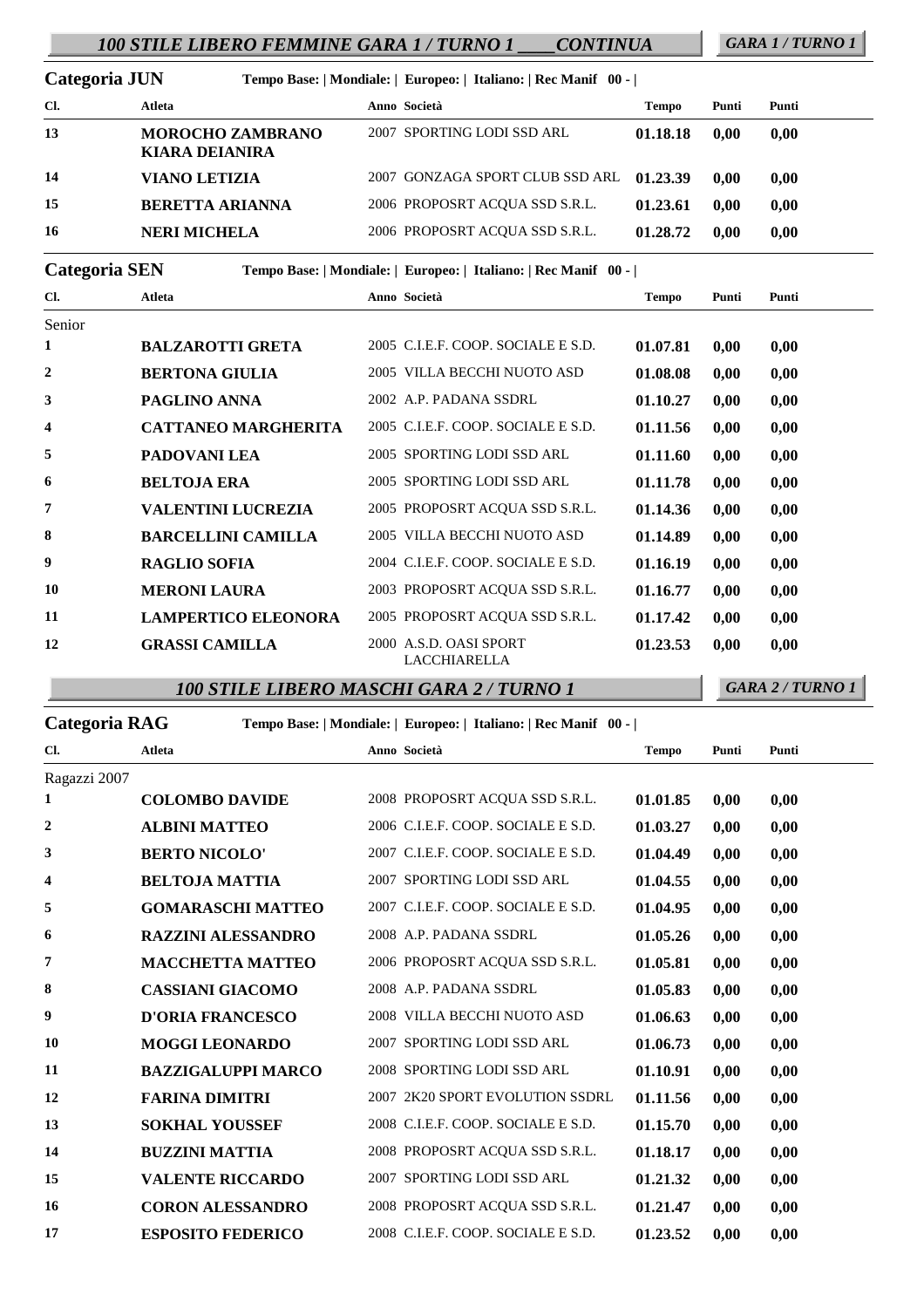## *100 STILE LIBERO FEMMINE GARA 1 / TURNO 1 ____CONTINUA*

*GARA 1 / TURNO 1*

**Categoria JUN** — Tempo Base: | Mondiale: | Europeo: | Italiano: | Rec Manif 00 - |

| Cl. | Atleta | Anno | Società | Tempo | Punti | Punti |
|---|---|---|---|---|---|---|
| 13 | **MOROCHO ZAMBRANO KIARA DEIANIRA** | 2007 | SPORTING LODI SSD ARL | **01.18.18** | **0,00** | **0,00** |
| 14 | **VIANO LETIZIA** | 2007 | GONZAGA SPORT CLUB SSD ARL | **01.23.39** | **0,00** | **0,00** |
| 15 | **BERETTA ARIANNA** | 2006 | PROPOSRT ACQUA SSD S.R.L. | **01.23.61** | **0,00** | **0,00** |
| 16 | **NERI MICHELA** | 2006 | PROPOSRT ACQUA SSD S.R.L. | **01.28.72** | **0,00** | **0,00** |

**Categoria SEN** — Tempo Base: | Mondiale: | Europeo: | Italiano: | Rec Manif 00 - |

| Cl. | Atleta | Anno | Società | Tempo | Punti | Punti |
|---|---|---|---|---|---|---|
| Senior | | | | | | |
| 1 | **BALZAROTTI GRETA** | 2005 | C.I.E.F. COOP. SOCIALE E S.D. | **01.07.81** | **0,00** | **0,00** |
| 2 | **BERTONA GIULIA** | 2005 | VILLA BECCHI NUOTO ASD | **01.08.08** | **0,00** | **0,00** |
| 3 | **PAGLINO ANNA** | 2002 | A.P. PADANA SSDRL | **01.10.27** | **0,00** | **0,00** |
| 4 | **CATTANEO MARGHERITA** | 2005 | C.I.E.F. COOP. SOCIALE E S.D. | **01.11.56** | **0,00** | **0,00** |
| 5 | **PADOVANI LEA** | 2005 | SPORTING LODI SSD ARL | **01.11.60** | **0,00** | **0,00** |
| 6 | **BELTOJA ERA** | 2005 | SPORTING LODI SSD ARL | **01.11.78** | **0,00** | **0,00** |
| 7 | **VALENTINI LUCREZIA** | 2005 | PROPOSRT ACQUA SSD S.R.L. | **01.14.36** | **0,00** | **0,00** |
| 8 | **BARCELLINI CAMILLA** | 2005 | VILLA BECCHI NUOTO ASD | **01.14.89** | **0,00** | **0,00** |
| 9 | **RAGLIO SOFIA** | 2004 | C.I.E.F. COOP. SOCIALE E S.D. | **01.16.19** | **0,00** | **0,00** |
| 10 | **MERONI LAURA** | 2003 | PROPOSRT ACQUA SSD S.R.L. | **01.16.77** | **0,00** | **0,00** |
| 11 | **LAMPERTICO ELEONORA** | 2005 | PROPOSRT ACQUA SSD S.R.L. | **01.17.42** | **0,00** | **0,00** |
| 12 | **GRASSI CAMILLA** | 2000 | A.S.D. OASI SPORT LACCHIARELLA | **01.23.53** | **0,00** | **0,00** |

## *100 STILE LIBERO MASCHI GARA 2 / TURNO 1*

*GARA 2 / TURNO 1*

**Categoria RAG** — Tempo Base: | Mondiale: | Europeo: | Italiano: | Rec Manif 00 - |

| Cl. | Atleta | Anno | Società | Tempo | Punti | Punti |
|---|---|---|---|---|---|---|
| Ragazzi 2007 | | | | | | |
| 1 | **COLOMBO DAVIDE** | 2008 | PROPOSRT ACQUA SSD S.R.L. | **01.01.85** | **0,00** | **0,00** |
| 2 | **ALBINI MATTEO** | 2006 | C.I.E.F. COOP. SOCIALE E S.D. | **01.03.27** | **0,00** | **0,00** |
| 3 | **BERTO NICOLO'** | 2007 | C.I.E.F. COOP. SOCIALE E S.D. | **01.04.49** | **0,00** | **0,00** |
| 4 | **BELTOJA MATTIA** | 2007 | SPORTING LODI SSD ARL | **01.04.55** | **0,00** | **0,00** |
| 5 | **GOMARASCHI MATTEO** | 2007 | C.I.E.F. COOP. SOCIALE E S.D. | **01.04.95** | **0,00** | **0,00** |
| 6 | **RAZZINI ALESSANDRO** | 2008 | A.P. PADANA SSDRL | **01.05.26** | **0,00** | **0,00** |
| 7 | **MACCHETTA MATTEO** | 2006 | PROPOSRT ACQUA SSD S.R.L. | **01.05.81** | **0,00** | **0,00** |
| 8 | **CASSIANI GIACOMO** | 2008 | A.P. PADANA SSDRL | **01.05.83** | **0,00** | **0,00** |
| 9 | **D'ORIA FRANCESCO** | 2008 | VILLA BECCHI NUOTO ASD | **01.06.63** | **0,00** | **0,00** |
| 10 | **MOGGI LEONARDO** | 2007 | SPORTING LODI SSD ARL | **01.06.73** | **0,00** | **0,00** |
| 11 | **BAZZIGALUPPI MARCO** | 2008 | SPORTING LODI SSD ARL | **01.10.91** | **0,00** | **0,00** |
| 12 | **FARINA DIMITRI** | 2007 | 2K20 SPORT EVOLUTION SSDRL | **01.11.56** | **0,00** | **0,00** |
| 13 | **SOKHAL YOUSSEF** | 2008 | C.I.E.F. COOP. SOCIALE E S.D. | **01.15.70** | **0,00** | **0,00** |
| 14 | **BUZZINI MATTIA** | 2008 | PROPOSRT ACQUA SSD S.R.L. | **01.18.17** | **0,00** | **0,00** |
| 15 | **VALENTE RICCARDO** | 2007 | SPORTING LODI SSD ARL | **01.21.32** | **0,00** | **0,00** |
| 16 | **CORON ALESSANDRO** | 2008 | PROPOSRT ACQUA SSD S.R.L. | **01.21.47** | **0,00** | **0,00** |
| 17 | **ESPOSITO FEDERICO** | 2008 | C.I.E.F. COOP. SOCIALE E S.D. | **01.23.52** | **0,00** | **0,00** |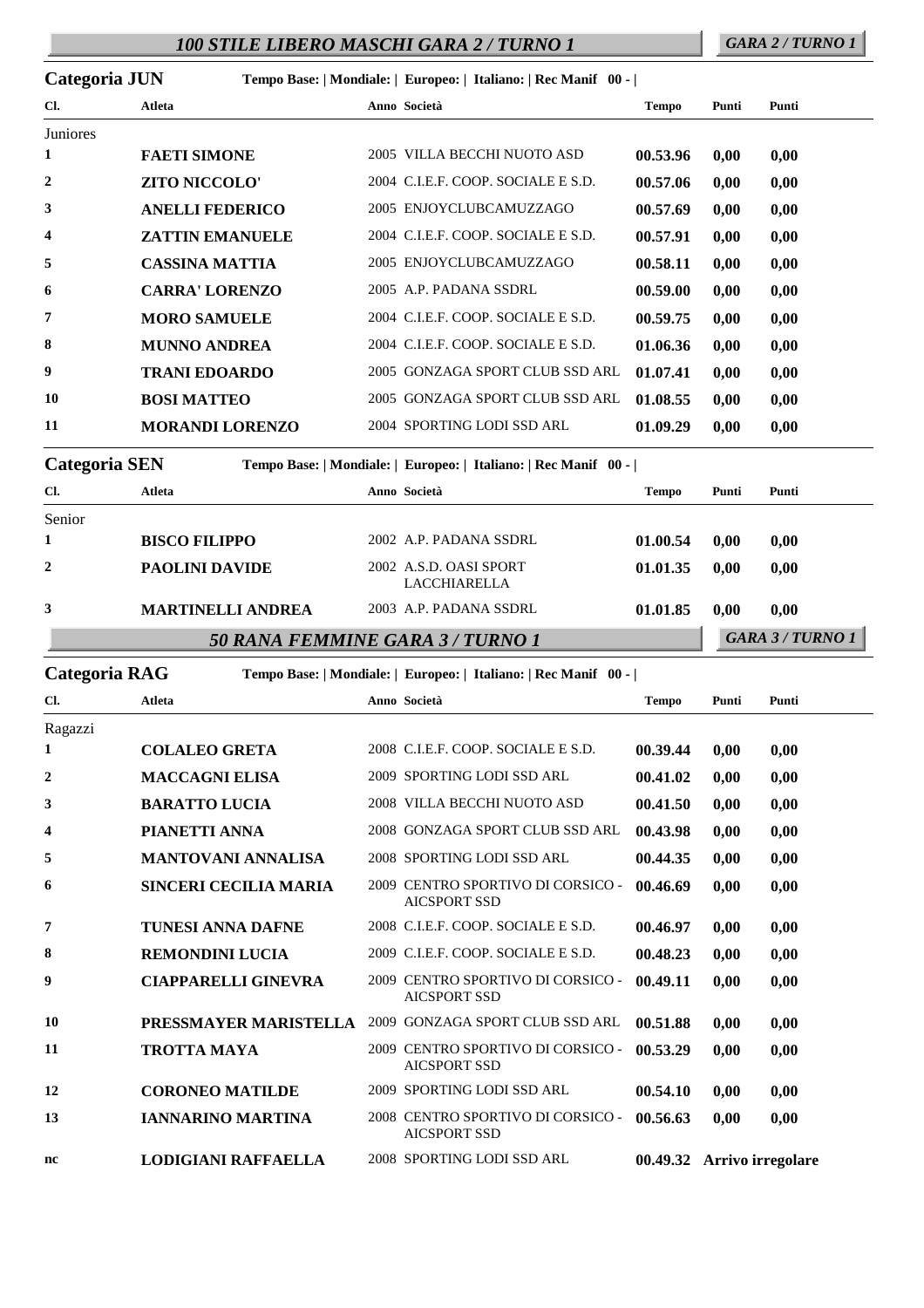## *100 STILE LIBERO MASCHI GARA 2 / TURNO 1* — *GARA 2 / TURNO 1*

**Categoria JUN** — **Tempo Base: | Mondiale: | Europeo: | Italiano: | Rec Manif 00 - |**

| Cl. | Atleta | Anno | Società | Tempo | Punti | Punti |
|---|---|---|---|---|---|---|
| Juniores | | | | | | |
| 1 | **FAETI SIMONE** | 2005 | VILLA BECCHI NUOTO ASD | **00.53.96** | **0,00** | **0,00** |
| 2 | **ZITO NICCOLO'** | 2004 | C.I.E.F. COOP. SOCIALE E S.D. | **00.57.06** | **0,00** | **0,00** |
| 3 | **ANELLI FEDERICO** | 2005 | ENJOYCLUBCAMUZZAGO | **00.57.69** | **0,00** | **0,00** |
| 4 | **ZATTIN EMANUELE** | 2004 | C.I.E.F. COOP. SOCIALE E S.D. | **00.57.91** | **0,00** | **0,00** |
| 5 | **CASSINA MATTIA** | 2005 | ENJOYCLUBCAMUZZAGO | **00.58.11** | **0,00** | **0,00** |
| 6 | **CARRA' LORENZO** | 2005 | A.P. PADANA SSDRL | **00.59.00** | **0,00** | **0,00** |
| 7 | **MORO SAMUELE** | 2004 | C.I.E.F. COOP. SOCIALE E S.D. | **00.59.75** | **0,00** | **0,00** |
| 8 | **MUNNO ANDREA** | 2004 | C.I.E.F. COOP. SOCIALE E S.D. | **01.06.36** | **0,00** | **0,00** |
| 9 | **TRANI EDOARDO** | 2005 | GONZAGA SPORT CLUB SSD ARL | **01.07.41** | **0,00** | **0,00** |
| 10 | **BOSI MATTEO** | 2005 | GONZAGA SPORT CLUB SSD ARL | **01.08.55** | **0,00** | **0,00** |
| 11 | **MORANDI LORENZO** | 2004 | SPORTING LODI SSD ARL | **01.09.29** | **0,00** | **0,00** |

**Categoria SEN** — **Tempo Base: | Mondiale: | Europeo: | Italiano: | Rec Manif 00 - |**

| Cl. | Atleta | Anno | Società | Tempo | Punti | Punti |
|---|---|---|---|---|---|---|
| Senior | | | | | | |
| 1 | **BISCO FILIPPO** | 2002 | A.P. PADANA SSDRL | **01.00.54** | **0,00** | **0,00** |
| 2 | **PAOLINI DAVIDE** | 2002 | A.S.D. OASI SPORT LACCHIARELLA | **01.01.35** | **0,00** | **0,00** |
| 3 | **MARTINELLI ANDREA** | 2003 | A.P. PADANA SSDRL | **01.01.85** | **0,00** | **0,00** |

## *50 RANA FEMMINE GARA 3 / TURNO 1* — *GARA 3 / TURNO 1*

**Categoria RAG** — **Tempo Base: | Mondiale: | Europeo: | Italiano: | Rec Manif 00 - |**

| Cl. | Atleta | Anno | Società | Tempo | Punti | Punti |
|---|---|---|---|---|---|---|
| Ragazzi | | | | | | |
| 1 | **COLALEO GRETA** | 2008 | C.I.E.F. COOP. SOCIALE E S.D. | **00.39.44** | **0,00** | **0,00** |
| 2 | **MACCAGNI ELISA** | 2009 | SPORTING LODI SSD ARL | **00.41.02** | **0,00** | **0,00** |
| 3 | **BARATTO LUCIA** | 2008 | VILLA BECCHI NUOTO ASD | **00.41.50** | **0,00** | **0,00** |
| 4 | **PIANETTI ANNA** | 2008 | GONZAGA SPORT CLUB SSD ARL | **00.43.98** | **0,00** | **0,00** |
| 5 | **MANTOVANI ANNALISA** | 2008 | SPORTING LODI SSD ARL | **00.44.35** | **0,00** | **0,00** |
| 6 | **SINCERI CECILIA MARIA** | 2009 | CENTRO SPORTIVO DI CORSICO - AICSPORT SSD | **00.46.69** | **0,00** | **0,00** |
| 7 | **TUNESI ANNA DAFNE** | 2008 | C.I.E.F. COOP. SOCIALE E S.D. | **00.46.97** | **0,00** | **0,00** |
| 8 | **REMONDINI LUCIA** | 2009 | C.I.E.F. COOP. SOCIALE E S.D. | **00.48.23** | **0,00** | **0,00** |
| 9 | **CIAPPARELLI GINEVRA** | 2009 | CENTRO SPORTIVO DI CORSICO - AICSPORT SSD | **00.49.11** | **0,00** | **0,00** |
| 10 | **PRESSMAYER MARISTELLA** | 2009 | GONZAGA SPORT CLUB SSD ARL | **00.51.88** | **0,00** | **0,00** |
| 11 | **TROTTA MAYA** | 2009 | CENTRO SPORTIVO DI CORSICO - AICSPORT SSD | **00.53.29** | **0,00** | **0,00** |
| 12 | **CORONEO MATILDE** | 2009 | SPORTING LODI SSD ARL | **00.54.10** | **0,00** | **0,00** |
| 13 | **IANNARINO MARTINA** | 2008 | CENTRO SPORTIVO DI CORSICO - AICSPORT SSD | **00.56.63** | **0,00** | **0,00** |
| nc | **LODIGIANI RAFFAELLA** | 2008 | SPORTING LODI SSD ARL | **00.49.32** | **Arrivo irregolare** | |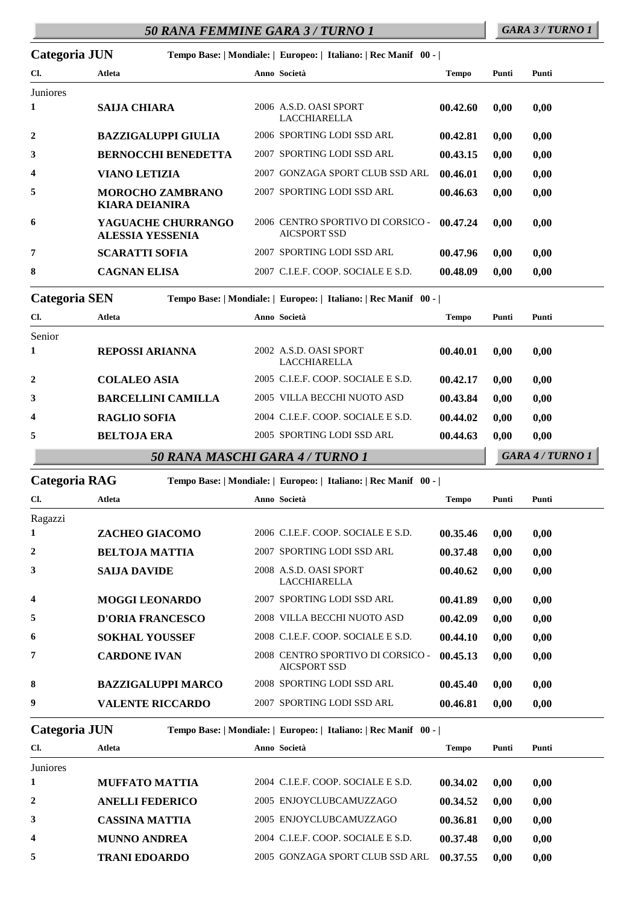## 50 RANA FEMMINE GARA 3 / TURNO 1

*GARA 3 / TURNO 1*

**Categoria JUN** Tempo Base: | Mondiale: | Europeo: | Italiano: | Rec Manif 00 - |

| Cl. | Atleta | Anno | Società | Tempo | Punti | Punti |
|---|---|---|---|---|---|---|
| Juniores | | | | | | |
| 1 | **SAIJA CHIARA** | 2006 | A.S.D. OASI SPORT LACCHIARELLA | **00.42.60** | **0,00** | **0,00** |
| 2 | **BAZZIGALUPPI GIULIA** | 2006 | SPORTING LODI SSD ARL | **00.42.81** | **0,00** | **0,00** |
| 3 | **BERNOCCHI BENEDETTA** | 2007 | SPORTING LODI SSD ARL | **00.43.15** | **0,00** | **0,00** |
| 4 | **VIANO LETIZIA** | 2007 | GONZAGA SPORT CLUB SSD ARL | **00.46.01** | **0,00** | **0,00** |
| 5 | **MOROCHO ZAMBRANO KIARA DEIANIRA** | 2007 | SPORTING LODI SSD ARL | **00.46.63** | **0,00** | **0,00** |
| 6 | **YAGUACHE CHURRANGO ALESSIA YESSENIA** | 2006 | CENTRO SPORTIVO DI CORSICO - AICSPORT SSD | **00.47.24** | **0,00** | **0,00** |
| 7 | **SCARATTI SOFIA** | 2007 | SPORTING LODI SSD ARL | **00.47.96** | **0,00** | **0,00** |
| 8 | **CAGNAN ELISA** | 2007 | C.I.E.F. COOP. SOCIALE E S.D. | **00.48.09** | **0,00** | **0,00** |

**Categoria SEN** Tempo Base: | Mondiale: | Europeo: | Italiano: | Rec Manif 00 - |

| Cl. | Atleta | Anno | Società | Tempo | Punti | Punti |
|---|---|---|---|---|---|---|
| Senior | | | | | | |
| 1 | **REPOSSI ARIANNA** | 2002 | A.S.D. OASI SPORT LACCHIARELLA | **00.40.01** | **0,00** | **0,00** |
| 2 | **COLALEO ASIA** | 2005 | C.I.E.F. COOP. SOCIALE E S.D. | **00.42.17** | **0,00** | **0,00** |
| 3 | **BARCELLINI CAMILLA** | 2005 | VILLA BECCHI NUOTO ASD | **00.43.84** | **0,00** | **0,00** |
| 4 | **RAGLIO SOFIA** | 2004 | C.I.E.F. COOP. SOCIALE E S.D. | **00.44.02** | **0,00** | **0,00** |
| 5 | **BELTOJA ERA** | 2005 | SPORTING LODI SSD ARL | **00.44.63** | **0,00** | **0,00** |

## 50 RANA MASCHI GARA 4 / TURNO 1

*GARA 4 / TURNO 1*

**Categoria RAG** Tempo Base: | Mondiale: | Europeo: | Italiano: | Rec Manif 00 - |

| Cl. | Atleta | Anno | Società | Tempo | Punti | Punti |
|---|---|---|---|---|---|---|
| Ragazzi | | | | | | |
| 1 | **ZACHEO GIACOMO** | 2006 | C.I.E.F. COOP. SOCIALE E S.D. | **00.35.46** | **0,00** | **0,00** |
| 2 | **BELTOJA MATTIA** | 2007 | SPORTING LODI SSD ARL | **00.37.48** | **0,00** | **0,00** |
| 3 | **SAIJA DAVIDE** | 2008 | A.S.D. OASI SPORT LACCHIARELLA | **00.40.62** | **0,00** | **0,00** |
| 4 | **MOGGI LEONARDO** | 2007 | SPORTING LODI SSD ARL | **00.41.89** | **0,00** | **0,00** |
| 5 | **D'ORIA FRANCESCO** | 2008 | VILLA BECCHI NUOTO ASD | **00.42.09** | **0,00** | **0,00** |
| 6 | **SOKHAL YOUSSEF** | 2008 | C.I.E.F. COOP. SOCIALE E S.D. | **00.44.10** | **0,00** | **0,00** |
| 7 | **CARDONE IVAN** | 2008 | CENTRO SPORTIVO DI CORSICO - AICSPORT SSD | **00.45.13** | **0,00** | **0,00** |
| 8 | **BAZZIGALUPPI MARCO** | 2008 | SPORTING LODI SSD ARL | **00.45.40** | **0,00** | **0,00** |
| 9 | **VALENTE RICCARDO** | 2007 | SPORTING LODI SSD ARL | **00.46.81** | **0,00** | **0,00** |

**Categoria JUN** Tempo Base: | Mondiale: | Europeo: | Italiano: | Rec Manif 00 - |

| Cl. | Atleta | Anno | Società | Tempo | Punti | Punti |
|---|---|---|---|---|---|---|
| Juniores | | | | | | |
| 1 | **MUFFATO MATTIA** | 2004 | C.I.E.F. COOP. SOCIALE E S.D. | **00.34.02** | **0,00** | **0,00** |
| 2 | **ANELLI FEDERICO** | 2005 | ENJOYCLUBCAMUZZAGO | **00.34.52** | **0,00** | **0,00** |
| 3 | **CASSINA MATTIA** | 2005 | ENJOYCLUBCAMUZZAGO | **00.36.81** | **0,00** | **0,00** |
| 4 | **MUNNO ANDREA** | 2004 | C.I.E.F. COOP. SOCIALE E S.D. | **00.37.48** | **0,00** | **0,00** |
| 5 | **TRANI EDOARDO** | 2005 | GONZAGA SPORT CLUB SSD ARL | **00.37.55** | **0,00** | **0,00** |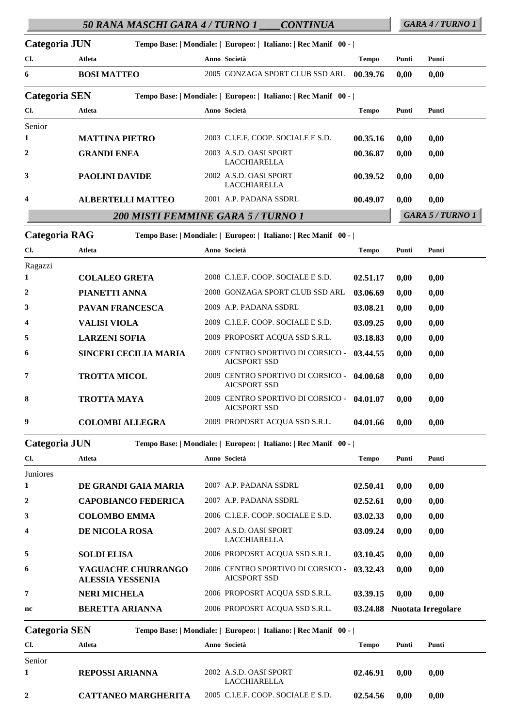## 50 RANA MASCHI GARA 4 / TURNO 1 ____CONTINUA

*GARA 4 / TURNO 1*

**Categoria JUN** Tempo Base: | Mondiale: | Europeo: | Italiano: | Rec Manif 00 - |

| Cl. | Atleta | Anno | Società | Tempo | Punti | Punti |
|---|---|---|---|---|---|---|
| 6 | **BOSI MATTEO** | 2005 | GONZAGA SPORT CLUB SSD ARL | **00.39.76** | **0,00** | **0,00** |

**Categoria SEN** Tempo Base: | Mondiale: | Europeo: | Italiano: | Rec Manif 00 - |

| Cl. | Atleta | Anno | Società | Tempo | Punti | Punti |
|---|---|---|---|---|---|---|
| Senior | | | | | | |
| 1 | **MATTINA PIETRO** | 2003 | C.I.E.F. COOP. SOCIALE E S.D. | **00.35.16** | **0,00** | **0,00** |
| 2 | **GRANDI ENEA** | 2003 | A.S.D. OASI SPORT LACCHIARELLA | **00.36.87** | **0,00** | **0,00** |
| 3 | **PAOLINI DAVIDE** | 2002 | A.S.D. OASI SPORT LACCHIARELLA | **00.39.52** | **0,00** | **0,00** |
| 4 | **ALBERTELLI MATTEO** | 2001 | A.P. PADANA SSDRL | **00.49.07** | **0,00** | **0,00** |

## 200 MISTI FEMMINE GARA 5 / TURNO 1

*GARA 5 / TURNO 1*

**Categoria RAG** Tempo Base: | Mondiale: | Europeo: | Italiano: | Rec Manif 00 - |

| Cl. | Atleta | Anno | Società | Tempo | Punti | Punti |
|---|---|---|---|---|---|---|
| Ragazzi | | | | | | |
| 1 | **COLALEO GRETA** | 2008 | C.I.E.F. COOP. SOCIALE E S.D. | **02.51.17** | **0,00** | **0,00** |
| 2 | **PIANETTI ANNA** | 2008 | GONZAGA SPORT CLUB SSD ARL | **03.06.69** | **0,00** | **0,00** |
| 3 | **PAVAN FRANCESCA** | 2009 | A.P. PADANA SSDRL | **03.08.21** | **0,00** | **0,00** |
| 4 | **VALISI VIOLA** | 2009 | C.I.E.F. COOP. SOCIALE E S.D. | **03.09.25** | **0,00** | **0,00** |
| 5 | **LARZENI SOFIA** | 2009 | PROPOSRT ACQUA SSD S.R.L. | **03.18.83** | **0,00** | **0,00** |
| 6 | **SINCERI CECILIA MARIA** | 2009 | CENTRO SPORTIVO DI CORSICO - AICSPORT SSD | **03.44.55** | **0,00** | **0,00** |
| 7 | **TROTTA MICOL** | 2009 | CENTRO SPORTIVO DI CORSICO - AICSPORT SSD | **04.00.68** | **0,00** | **0,00** |
| 8 | **TROTTA MAYA** | 2009 | CENTRO SPORTIVO DI CORSICO - AICSPORT SSD | **04.01.07** | **0,00** | **0,00** |
| 9 | **COLOMBI ALLEGRA** | 2009 | PROPOSRT ACQUA SSD S.R.L. | **04.01.66** | **0,00** | **0,00** |

**Categoria JUN** Tempo Base: | Mondiale: | Europeo: | Italiano: | Rec Manif 00 - |

| Cl. | Atleta | Anno | Società | Tempo | Punti | Punti |
|---|---|---|---|---|---|---|
| Juniores | | | | | | |
| 1 | **DE GRANDI GAIA MARIA** | 2007 | A.P. PADANA SSDRL | **02.50.41** | **0,00** | **0,00** |
| 2 | **CAPOBIANCO FEDERICA** | 2007 | A.P. PADANA SSDRL | **02.52.61** | **0,00** | **0,00** |
| 3 | **COLOMBO EMMA** | 2006 | C.I.E.F. COOP. SOCIALE E S.D. | **03.02.33** | **0,00** | **0,00** |
| 4 | **DE NICOLA ROSA** | 2007 | A.S.D. OASI SPORT LACCHIARELLA | **03.09.24** | **0,00** | **0,00** |
| 5 | **SOLDI ELISA** | 2006 | PROPOSRT ACQUA SSD S.R.L. | **03.10.45** | **0,00** | **0,00** |
| 6 | **YAGUACHE CHURRANGO ALESSIA YESSENIA** | 2006 | CENTRO SPORTIVO DI CORSICO - AICSPORT SSD | **03.32.43** | **0,00** | **0,00** |
| 7 | **NERI MICHELA** | 2006 | PROPOSRT ACQUA SSD S.R.L. | **03.39.15** | **0,00** | **0,00** |
| nc | **BERETTA ARIANNA** | 2006 | PROPOSRT ACQUA SSD S.R.L. | **03.24.88** | **Nuotata Irregolare** | |

**Categoria SEN** Tempo Base: | Mondiale: | Europeo: | Italiano: | Rec Manif 00 - |

| Cl. | Atleta | Anno | Società | Tempo | Punti | Punti |
|---|---|---|---|---|---|---|
| Senior | | | | | | |
| 1 | **REPOSSI ARIANNA** | 2002 | A.S.D. OASI SPORT LACCHIARELLA | **02.46.91** | **0,00** | **0,00** |
| 2 | **CATTANEO MARGHERITA** | 2005 | C.I.E.F. COOP. SOCIALE E S.D. | **02.54.56** | **0,00** | **0,00** |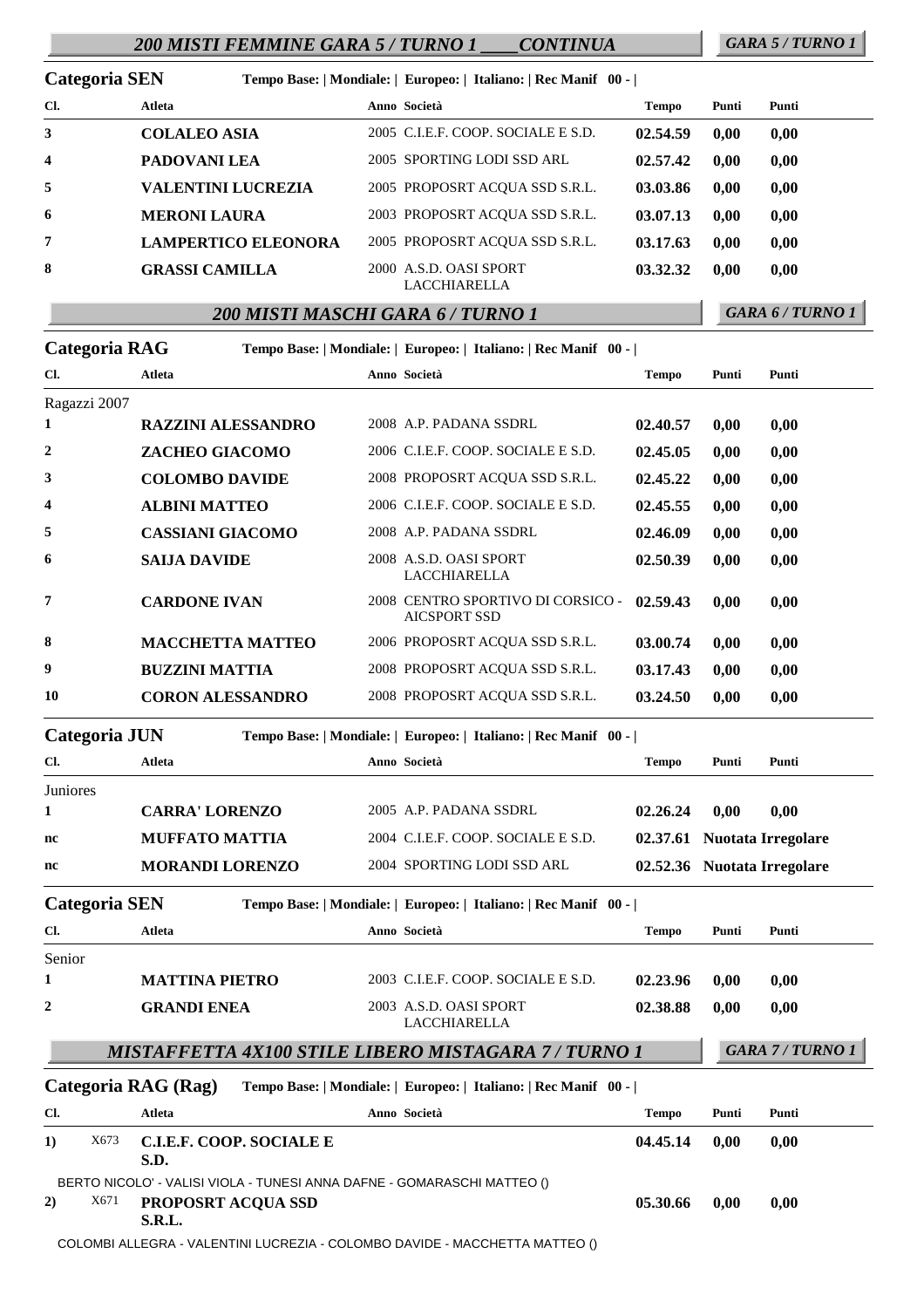## 200 MISTI FEMMINE GARA 5 / TURNO 1 ____CONTINUA

*GARA 5 / TURNO 1*

**Categoria SEN** Tempo Base: | Mondiale: | Europeo: | Italiano: | Rec Manif 00 - |

| Cl. | Atleta | Anno | Società | Tempo | Punti | Punti |
|---|---|---|---|---|---|---|
| 3 | **COLALEO ASIA** | 2005 | C.I.E.F. COOP. SOCIALE E S.D. | **02.54.59** | **0,00** | **0,00** |
| 4 | **PADOVANI LEA** | 2005 | SPORTING LODI SSD ARL | **02.57.42** | **0,00** | **0,00** |
| 5 | **VALENTINI LUCREZIA** | 2005 | PROPOSRT ACQUA SSD S.R.L. | **03.03.86** | **0,00** | **0,00** |
| 6 | **MERONI LAURA** | 2003 | PROPOSRT ACQUA SSD S.R.L. | **03.07.13** | **0,00** | **0,00** |
| 7 | **LAMPERTICO ELEONORA** | 2005 | PROPOSRT ACQUA SSD S.R.L. | **03.17.63** | **0,00** | **0,00** |
| 8 | **GRASSI CAMILLA** | 2000 | A.S.D. OASI SPORT LACCHIARELLA | **03.32.32** | **0,00** | **0,00** |

## 200 MISTI MASCHI GARA 6 / TURNO 1

*GARA 6 / TURNO 1*

**Categoria RAG** Tempo Base: | Mondiale: | Europeo: | Italiano: | Rec Manif 00 - |

| Cl. | Atleta | Anno | Società | Tempo | Punti | Punti |
|---|---|---|---|---|---|---|
| Ragazzi 2007 | | | | | | |
| 1 | **RAZZINI ALESSANDRO** | 2008 | A.P. PADANA SSDRL | **02.40.57** | **0,00** | **0,00** |
| 2 | **ZACHEO GIACOMO** | 2006 | C.I.E.F. COOP. SOCIALE E S.D. | **02.45.05** | **0,00** | **0,00** |
| 3 | **COLOMBO DAVIDE** | 2008 | PROPOSRT ACQUA SSD S.R.L. | **02.45.22** | **0,00** | **0,00** |
| 4 | **ALBINI MATTEO** | 2006 | C.I.E.F. COOP. SOCIALE E S.D. | **02.45.55** | **0,00** | **0,00** |
| 5 | **CASSIANI GIACOMO** | 2008 | A.P. PADANA SSDRL | **02.46.09** | **0,00** | **0,00** |
| 6 | **SAIJA DAVIDE** | 2008 | A.S.D. OASI SPORT LACCHIARELLA | **02.50.39** | **0,00** | **0,00** |
| 7 | **CARDONE IVAN** | 2008 | CENTRO SPORTIVO DI CORSICO - AICSPORT SSD | **02.59.43** | **0,00** | **0,00** |
| 8 | **MACCHETTA MATTEO** | 2006 | PROPOSRT ACQUA SSD S.R.L. | **03.00.74** | **0,00** | **0,00** |
| 9 | **BUZZINI MATTIA** | 2008 | PROPOSRT ACQUA SSD S.R.L. | **03.17.43** | **0,00** | **0,00** |
| 10 | **CORON ALESSANDRO** | 2008 | PROPOSRT ACQUA SSD S.R.L. | **03.24.50** | **0,00** | **0,00** |

**Categoria JUN** Tempo Base: | Mondiale: | Europeo: | Italiano: | Rec Manif 00 - |

| Cl. | Atleta | Anno | Società | Tempo | Punti | Punti |
|---|---|---|---|---|---|---|
| Juniores | | | | | | |
| 1 | **CARRA' LORENZO** | 2005 | A.P. PADANA SSDRL | **02.26.24** | **0,00** | **0,00** |
| nc | **MUFFATO MATTIA** | 2004 | C.I.E.F. COOP. SOCIALE E S.D. | **02.37.61** | **Nuotata Irregolare** | |
| nc | **MORANDI LORENZO** | 2004 | SPORTING LODI SSD ARL | **02.52.36** | **Nuotata Irregolare** | |

**Categoria SEN** Tempo Base: | Mondiale: | Europeo: | Italiano: | Rec Manif 00 - |

| Cl. | Atleta | Anno | Società | Tempo | Punti | Punti |
|---|---|---|---|---|---|---|
| Senior | | | | | | |
| 1 | **MATTINA PIETRO** | 2003 | C.I.E.F. COOP. SOCIALE E S.D. | **02.23.96** | **0,00** | **0,00** |
| 2 | **GRANDI ENEA** | 2003 | A.S.D. OASI SPORT LACCHIARELLA | **02.38.88** | **0,00** | **0,00** |

## MISTAFFETTA 4X100 STILE LIBERO MISTAGARA 7 / TURNO 1

*GARA 7 / TURNO 1*

**Categoria RAG (Rag)** Tempo Base: | Mondiale: | Europeo: | Italiano: | Rec Manif 00 - |

| Cl. | | Atleta | Anno | Società | Tempo | Punti | Punti |
|---|---|---|---|---|---|---|---|
| 1) | X673 | **C.I.E.F. COOP. SOCIALE E S.D.** | | | **04.45.14** | **0,00** | **0,00** |
| | | BERTO NICOLO' - VALISI VIOLA - TUNESI ANNA DAFNE - GOMARASCHI MATTEO () | | | | | |
| 2) | X671 | **PROPOSRT ACQUA SSD S.R.L.** | | | **05.30.66** | **0,00** | **0,00** |
| | | COLOMBI ALLEGRA - VALENTINI LUCREZIA - COLOMBO DAVIDE - MACCHETTA MATTEO () | | | | | |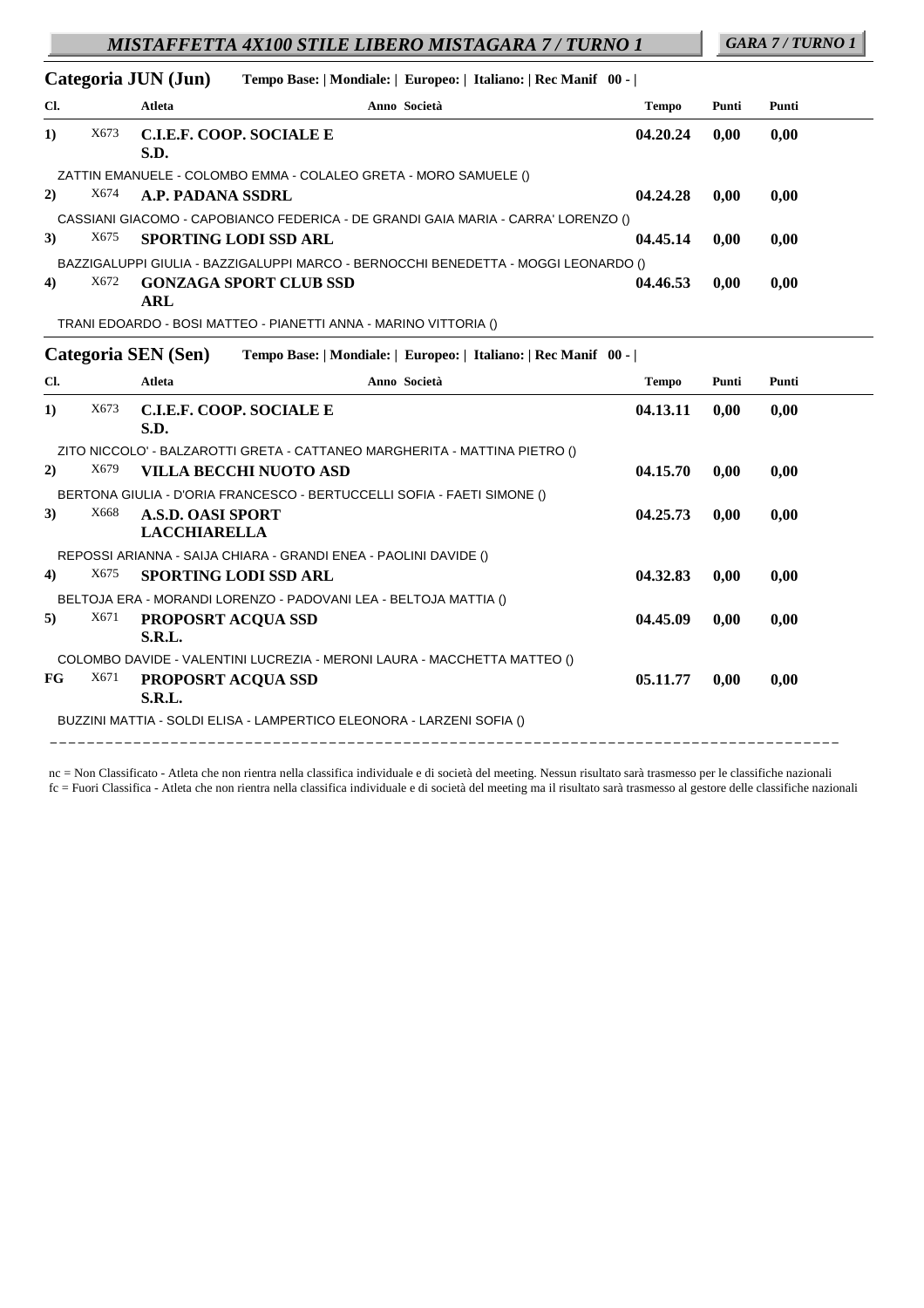# MISTAFFETTA 4X100 STILE LIBERO MISTAGARA 7 / TURNO 1

*GARA 7 / TURNO 1*

## Categoria JUN (Jun)

Tempo Base: | Mondiale: | Europeo: | Italiano: | Rec Manif 00 - |

| Cl. | | Atleta | Anno Società | Tempo | Punti | Punti |
|---|---|---|---|---|---|---|
| 1) | X673 | **C.I.E.F. COOP. SOCIALE E S.D.** | | **04.20.24** | **0,00** | **0,00** |
| | | ZATTIN EMANUELE - COLOMBO EMMA - COLALEO GRETA - MORO SAMUELE () | | | | |
| 2) | X674 | **A.P. PADANA SSDRL** | | **04.24.28** | **0,00** | **0,00** |
| | | CASSIANI GIACOMO - CAPOBIANCO FEDERICA - DE GRANDI GAIA MARIA - CARRA' LORENZO () | | | | |
| 3) | X675 | **SPORTING LODI SSD ARL** | | **04.45.14** | **0,00** | **0,00** |
| | | BAZZIGALUPPI GIULIA - BAZZIGALUPPI MARCO - BERNOCCHI BENEDETTA - MOGGI LEONARDO () | | | | |
| 4) | X672 | **GONZAGA SPORT CLUB SSD ARL** | | **04.46.53** | **0,00** | **0,00** |
| | | TRANI EDOARDO - BOSI MATTEO - PIANETTI ANNA - MARINO VITTORIA () | | | | |

## Categoria SEN (Sen)

Tempo Base: | Mondiale: | Europeo: | Italiano: | Rec Manif 00 - |

| Cl. | | Atleta | Anno Società | Tempo | Punti | Punti |
|---|---|---|---|---|---|---|
| 1) | X673 | **C.I.E.F. COOP. SOCIALE E S.D.** | | **04.13.11** | **0,00** | **0,00** |
| | | ZITO NICCOLO' - BALZAROTTI GRETA - CATTANEO MARGHERITA - MATTINA PIETRO () | | | | |
| 2) | X679 | **VILLA BECCHI NUOTO ASD** | | **04.15.70** | **0,00** | **0,00** |
| | | BERTONA GIULIA - D'ORIA FRANCESCO - BERTUCCELLI SOFIA - FAETI SIMONE () | | | | |
| 3) | X668 | **A.S.D. OASI SPORT LACCHIARELLA** | | **04.25.73** | **0,00** | **0,00** |
| | | REPOSSI ARIANNA - SAIJA CHIARA - GRANDI ENEA - PAOLINI DAVIDE () | | | | |
| 4) | X675 | **SPORTING LODI SSD ARL** | | **04.32.83** | **0,00** | **0,00** |
| | | BELTOJA ERA - MORANDI LORENZO - PADOVANI LEA - BELTOJA MATTIA () | | | | |
| 5) | X671 | **PROPOSRT ACQUA SSD S.R.L.** | | **04.45.09** | **0,00** | **0,00** |
| | | COLOMBO DAVIDE - VALENTINI LUCREZIA - MERONI LAURA - MACCHETTA MATTEO () | | | | |
| FG | X671 | **PROPOSRT ACQUA SSD S.R.L.** | | **05.11.77** | **0,00** | **0,00** |
| | | BUZZINI MATTIA - SOLDI ELISA - LAMPERTICO ELEONORA - LARZENI SOFIA () | | | | |

nc = Non Classificato - Atleta che non rientra nella classifica individuale e di società del meeting. Nessun risultato sarà trasmesso per le classifiche nazionali
fc = Fuori Classifica - Atleta che non rientra nella classifica individuale e di società del meeting ma il risultato sarà trasmesso al gestore delle classifiche nazionali